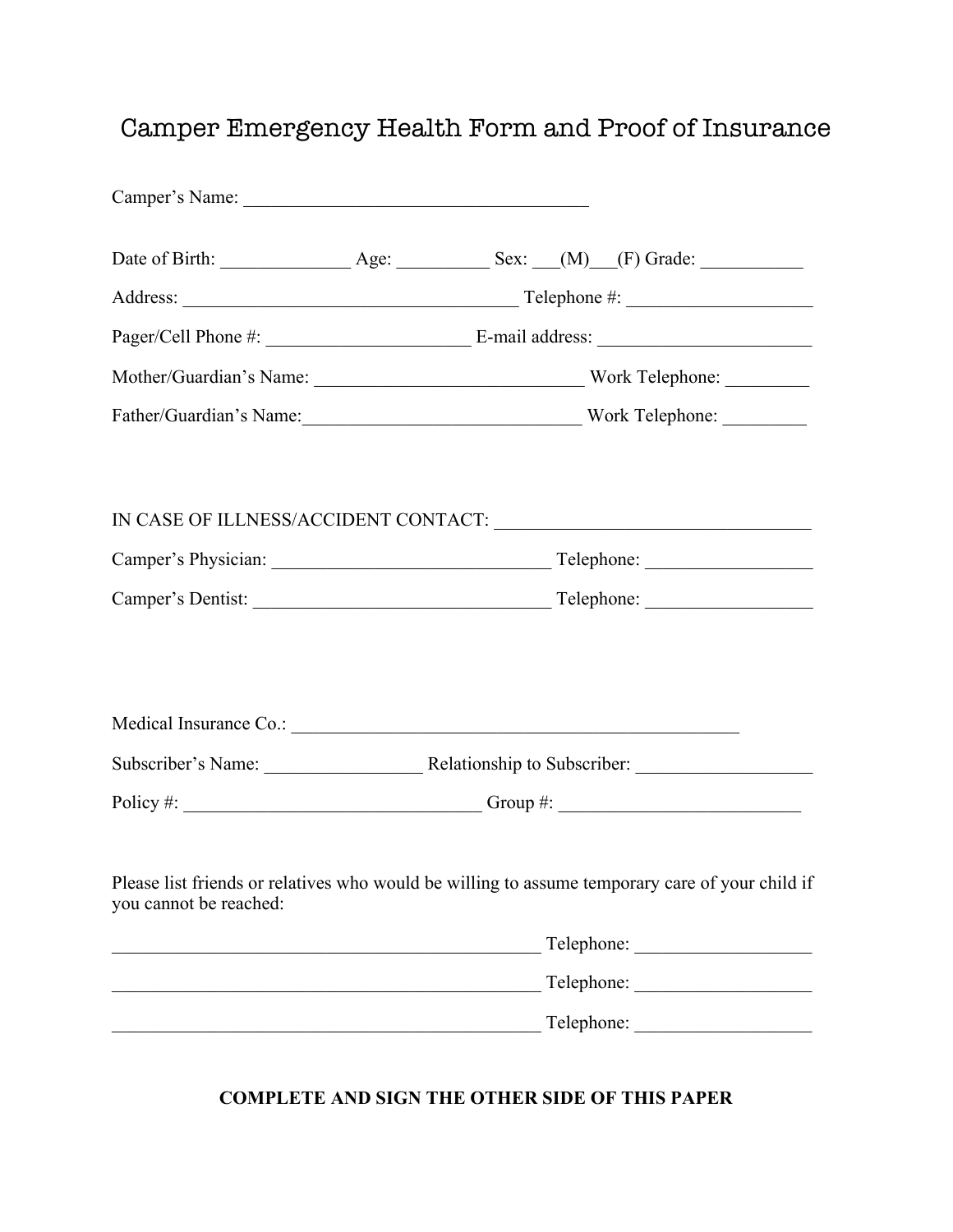# Camper Emergency Health Form and Proof of Insurance

Camper's Name: ______________________________________

Date of Birth: ______________ Age: __________ Sex: ___(M)___(F) Grade: ___________

Address: _____________________________________ Telephone #: ____________________

Pager/Cell Phone #: ______________________ E-mail address: _______________________

Mother/Guardian's Name: _____________________________ Work Telephone: _________

Father/Guardian's Name:______________________________ Work Telephone: _________

IN CASE OF ILLNESS/ACCIDENT CONTACT: __________________________________

Camper's Physician: _______________________________ Telephone: __________________

Camper's Dentist: _________________________________ Telephone: __________________

Medical Insurance Co.: __________________________________________________

Subscriber's Name: _________________ Relationship to Subscriber: ___________________

Policy #: _________________________________ Group #: __________________________

Please list friends or relatives who would be willing to assume temporary care of your child if you cannot be reached:

_______________________________________________ Telephone: ___________________

_______________________________________________ Telephone: ___________________

_______________________________________________ Telephone: ___________________

**COMPLETE AND SIGN THE OTHER SIDE OF THIS PAPER**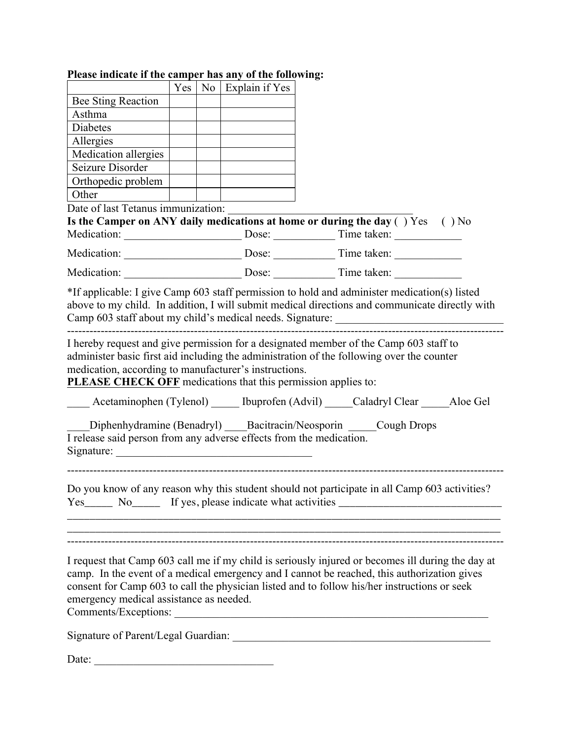**Please indicate if the camper has any of the following:**

| | Yes | No | Explain if Yes |
|---|---|---|---|
| Bee Sting Reaction | | | |
| Asthma | | | |
| Diabetes | | | |
| Allergies | | | |
| Medication allergies | | | |
| Seizure Disorder | | | |
| Orthopedic problem | | | |
| Other | | | |

Date of last Tetanus immunization: ___________________________________

**Is the Camper on ANY daily medications at home or during the day** ( ) Yes ( ) No

Medication: _____________________ Dose: ___________ Time taken: ____________

Medication: _____________________ Dose: ___________ Time taken: ____________

Medication: _____________________ Dose: ___________ Time taken: ____________

*If applicable: I give Camp 603 staff permission to hold and administer medication(s) listed above to my child. In addition, I will submit medical directions and communicate directly with Camp 603 staff about my child's medical needs. Signature: ______________________________

---

I hereby request and give permission for a designated member of the Camp 603 staff to administer basic first aid including the administration of the following over the counter medication, according to manufacturer's instructions.

**PLEASE CHECK OFF** medications that this permission applies to:

____ Acetaminophen (Tylenol) _____ Ibuprofen (Advil) _____Caladryl Clear _____Aloe Gel

____Diphenhydramine (Benadryl) ____Bacitracin/Neosporin _____Cough Drops

I release said person from any adverse effects from the medication.

Signature: ___________________________________

---

Do you know of any reason why this student should not participate in all Camp 603 activities?

Yes_____ No_____ If yes, please indicate what activities _____________________________

_________________________________________________________________________________

_________________________________________________________________________________

---

I request that Camp 603 call me if my child is seriously injured or becomes ill during the day at camp. In the event of a medical emergency and I cannot be reached, this authorization gives consent for Camp 603 to call the physician listed and to follow his/her instructions or seek emergency medical assistance as needed.

Comments/Exceptions: ____________________________________________________________

Signature of Parent/Legal Guardian: ________________________________________________

Date: ________________________________